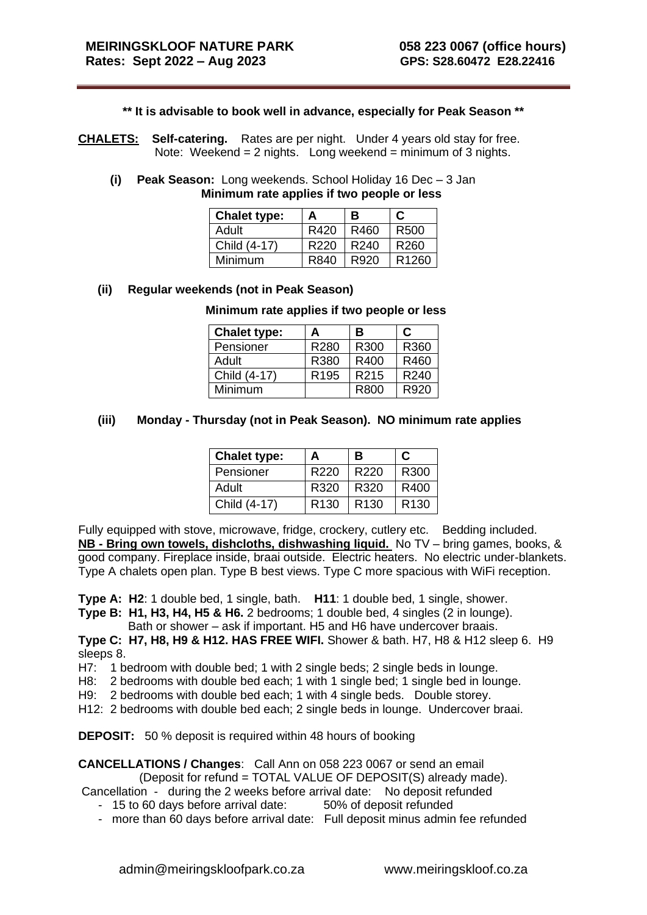**MEIRINGSKLOOF NATURE PARK** **058 223 0067 (office hours)**
**Rates: Sept 2022 – Aug 2023** **GPS: S28.60472 E28.22416**

**\*\* It is advisable to book well in advance, especially for Peak Season \*\***

**CHALETS:** **Self-catering.** Rates are per night. Under 4 years old stay for free.
Note: Weekend = 2 nights. Long weekend = minimum of 3 nights.

**(i) Peak Season:** Long weekends. School Holiday 16 Dec – 3 Jan
**Minimum rate applies if two people or less**

| Chalet type: | A | B | C |
|---|---|---|---|
| Adult | R420 | R460 | R500 |
| Child (4-17) | R220 | R240 | R260 |
| Minimum | R840 | R920 | R1260 |

**(ii) Regular weekends (not in Peak Season)**

**Minimum rate applies if two people or less**

| Chalet type: | A | B | C |
|---|---|---|---|
| Pensioner | R280 | R300 | R360 |
| Adult | R380 | R400 | R460 |
| Child (4-17) | R195 | R215 | R240 |
| Minimum | | R800 | R920 |

**(iii) Monday - Thursday (not in Peak Season). NO minimum rate applies**

| Chalet type: | A | B | C |
|---|---|---|---|
| Pensioner | R220 | R220 | R300 |
| Adult | R320 | R320 | R400 |
| Child (4-17) | R130 | R130 | R130 |

Fully equipped with stove, microwave, fridge, crockery, cutlery etc. Bedding included.
**NB - Bring own towels, dishcloths, dishwashing liquid.** No TV – bring games, books, & good company. Fireplace inside, braai outside. Electric heaters. No electric under-blankets. Type A chalets open plan. Type B best views. Type C more spacious with WiFi reception.

**Type A: H2**: 1 double bed, 1 single, bath. **H11**: 1 double bed, 1 single, shower.
**Type B: H1, H3, H4, H5 & H6.** 2 bedrooms; 1 double bed, 4 singles (2 in lounge).
Bath or shower – ask if important. H5 and H6 have undercover braais.
**Type C: H7, H8, H9 & H12. HAS FREE WIFI.** Shower & bath. H7, H8 & H12 sleep 6. H9 sleeps 8.
H7: 1 bedroom with double bed; 1 with 2 single beds; 2 single beds in lounge.
H8: 2 bedrooms with double bed each; 1 with 1 single bed; 1 single bed in lounge.
H9: 2 bedrooms with double bed each; 1 with 4 single beds. Double storey.
H12: 2 bedrooms with double bed each; 2 single beds in lounge. Undercover braai.

**DEPOSIT:** 50 % deposit is required within 48 hours of booking

**CANCELLATIONS / Changes**: Call Ann on 058 223 0067 or send an email
(Deposit for refund = TOTAL VALUE OF DEPOSIT(S) already made).
Cancellation - during the 2 weeks before arrival date: No deposit refunded
- 15 to 60 days before arrival date: 50% of deposit refunded
- more than 60 days before arrival date: Full deposit minus admin fee refunded

admin@meiringskloofpark.co.za www.meiringskloof.co.za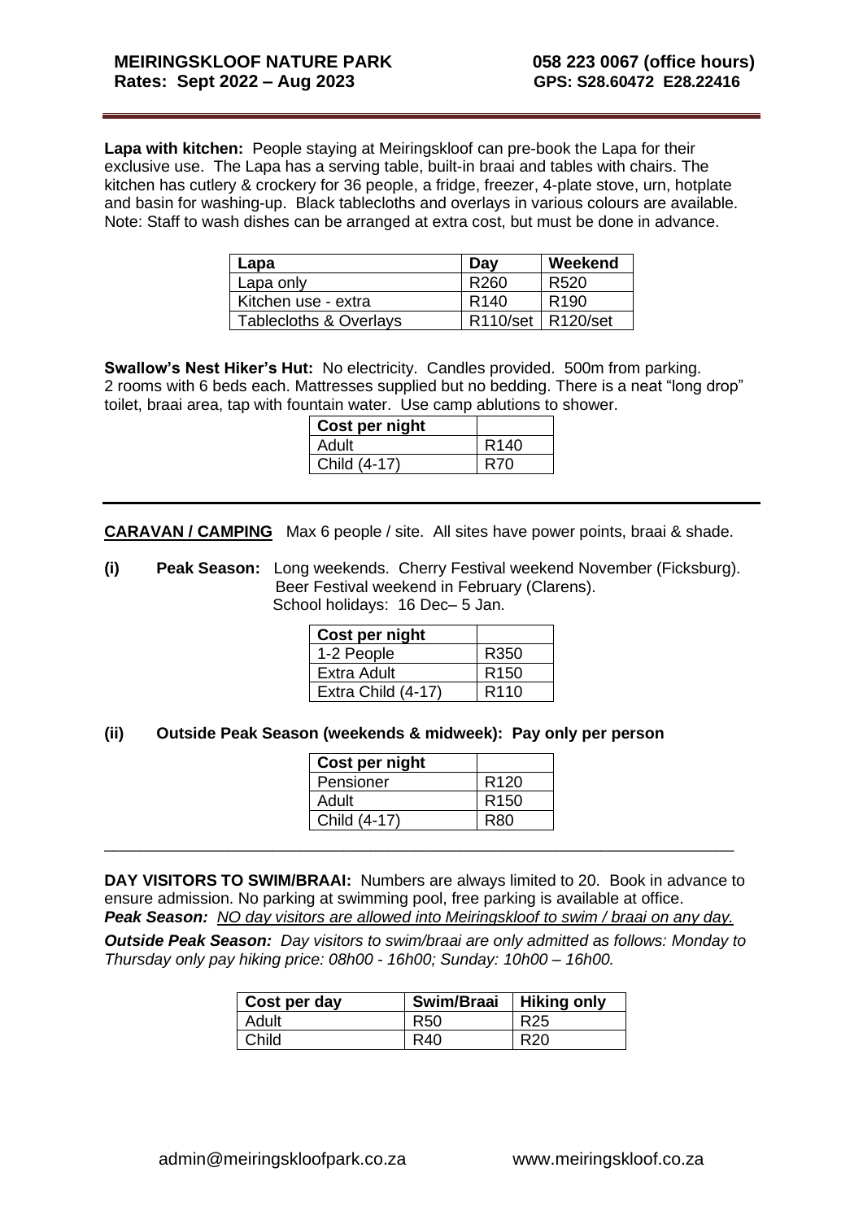**Lapa with kitchen:** People staying at Meiringskloof can pre-book the Lapa for their exclusive use. The Lapa has a serving table, built-in braai and tables with chairs. The kitchen has cutlery & crockery for 36 people, a fridge, freezer, 4-plate stove, urn, hotplate and basin for washing-up. Black tablecloths and overlays in various colours are available. Note: Staff to wash dishes can be arranged at extra cost, but must be done in advance.

| Lapa | Day | Weekend |
|---|---|---|
| Lapa only | R260 | R520 |
| Kitchen use - extra | R140 | R190 |
| Tablecloths & Overlays | R110/set | R120/set |

**Swallow's Nest Hiker's Hut:** No electricity. Candles provided. 500m from parking. 2 rooms with 6 beds each. Mattresses supplied but no bedding. There is a neat "long drop" toilet, braai area, tap with fountain water. Use camp ablutions to shower.

| Cost per night | |
|---|---|
| Adult | R140 |
| Child (4-17) | R70 |

**CARAVAN / CAMPING** Max 6 people / site. All sites have power points, braai & shade.

**(i) Peak Season:** Long weekends. Cherry Festival weekend November (Ficksburg). Beer Festival weekend in February (Clarens). School holidays: 16 Dec– 5 Jan.

| Cost per night | |
|---|---|
| 1-2 People | R350 |
| Extra Adult | R150 |
| Extra Child (4-17) | R110 |

**(ii) Outside Peak Season (weekends & midweek): Pay only per person**

| Cost per night | |
|---|---|
| Pensioner | R120 |
| Adult | R150 |
| Child (4-17) | R80 |

---

**DAY VISITORS TO SWIM/BRAAI:** Numbers are always limited to 20. Book in advance to ensure admission. No parking at swimming pool, free parking is available at office.
***Peak Season:*** *NO day visitors are allowed into Meiringskloof to swim / braai on any day.*

***Outside Peak Season:*** *Day visitors to swim/braai are only admitted as follows: Monday to Thursday only pay hiking price: 08h00 - 16h00; Sunday: 10h00 – 16h00.*

| Cost per day | Swim/Braai | Hiking only |
|---|---|---|
| Adult | R50 | R25 |
| Child | R40 | R20 |